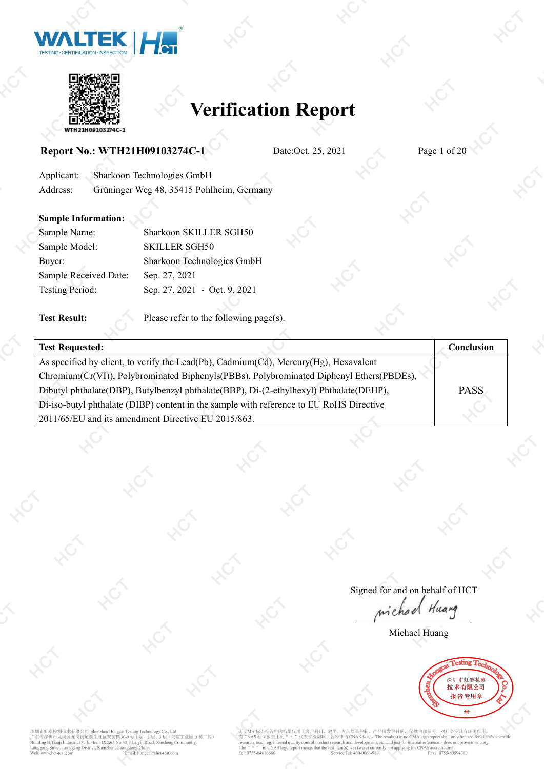WALTEK | HCT

TESTING · CERTIFICATION · INSPECTION

WTH21H09103274C-1

# Verification Report

**Report No.: WTH21H09103274C-1** Date:Oct. 25, 2021

Applicant: Sharkoon Technologies GmbH

Address: Grüninger Weg 48, 35415 Pohlheim, Germany

**Sample Information:**

Sample Name: Sharkoon SKILLER SGH50

Sample Model: SKILLER SGH50

Buyer: Sharkoon Technologies GmbH

Sample Received Date: Sep. 27, 2021

Testing Period: Sep. 27, 2021 - Oct. 9, 2021

**Test Result:** Please refer to the following page(s).

| **Test Requested:** | **Conclusion** |
|---|---|
| As specified by client, to verify the Lead(Pb), Cadmium(Cd), Mercury(Hg), Hexavalent Chromium(Cr(VI)), Polybrominated Biphenyls(PBBs), Polybrominated Diphenyl Ethers(PBDEs), Dibutyl phthalate(DBP), Butylbenzyl phthalate(BBP), Di-(2-ethylhexyl) Phthalate(DEHP), Di-iso-butyl phthalate (DIBP) content in the sample with reference to EU RoHS Directive 2011/65/EU and its amendment Directive EU 2015/863. | PASS |

Signed for and on behalf of HCT

Michael Huang

Michael Huang

Shenzhen Hongcai Testing Technology Co., Ltd 深圳市虹彩检测技术有限公司 报告专用章

深圳市虹彩检测技术有限公司 Shenzhen Hongcai Testing Technology Co., Ltd
广东省深圳市龙岗区龙岗街道新生社区莱茵路30-9号1层、2层、3层（天基工业园B栋厂房）
Building B,Tianji Industrial Park,Floor 1&2&3 No.30-9 Laiyin Road, Xinsheng Community, Longgang Street, Longgang District, Shenzhen, Guangdong,China
Web: www.hct-test.com Email: hongcai@hct-test.com

无CMA标识报告中的结果仅用于客户科研、教学、内部质量控制、产品研发等目的，仅供内部参考，对社会不具有证明作用。
有CNAS标识报告中的"*"代表该检测项目暂未申请CNAS认可。The result(s) in no CMA logo report shall only be used for client's scientific research, teaching, internal quality control,product research and development, etc. and just for internal reference，does not prove to society.
The "*" in CNAS logo report means that the test item(s) was (were) currently not applying for CNAS accreditation.
Tel: 0755-84616666 Service Tel: 400-0066-989 Fax: 0755-89594380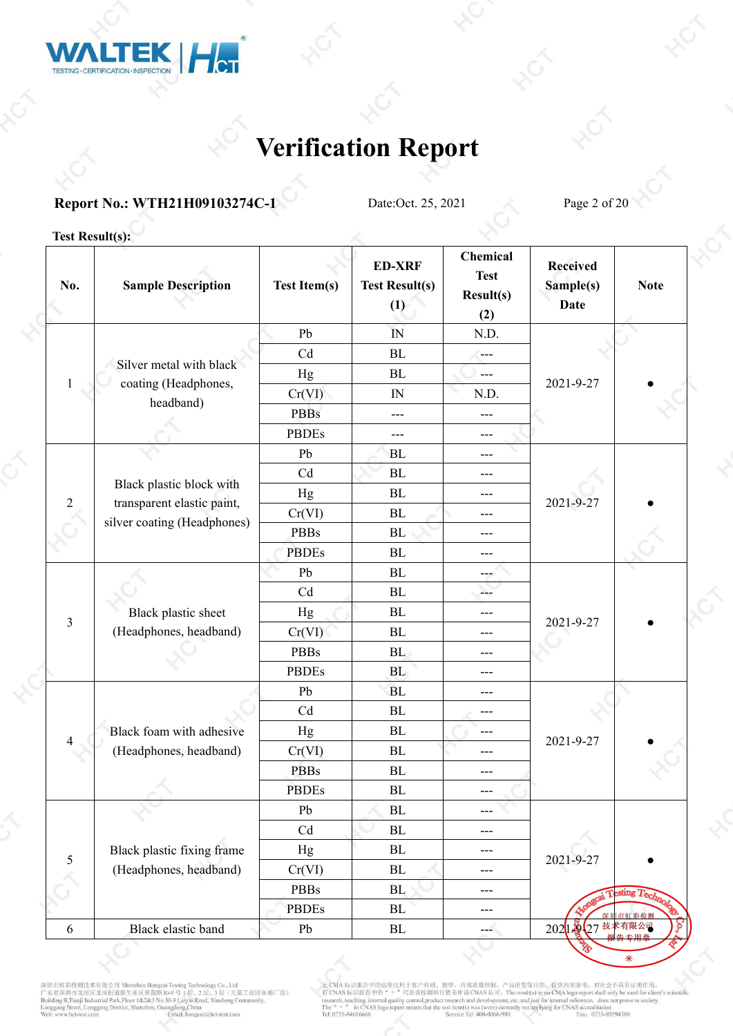# Verification Report

**Report No.: WTH21H09103274C-1** Date:Oct. 25, 2021

**Test Result(s):**

| No. | Sample Description | Test Item(s) | ED-XRF Test Result(s) (1) | Chemical Test Result(s) (2) | Received Sample(s) Date | Note |
|---|---|---|---|---|---|---|
| 1 | Silver metal with black coating (Headphones, headband) | Pb | IN | N.D. | 2021-9-27 | ● |
| | | Cd | BL | --- | | |
| | | Hg | BL | --- | | |
| | | Cr(VI) | IN | N.D. | | |
| | | PBBs | --- | --- | | |
| | | PBDEs | --- | --- | | |
| 2 | Black plastic block with transparent elastic paint, silver coating (Headphones) | Pb | BL | --- | 2021-9-27 | ● |
| | | Cd | BL | --- | | |
| | | Hg | BL | --- | | |
| | | Cr(VI) | BL | --- | | |
| | | PBBs | BL | --- | | |
| | | PBDEs | BL | --- | | |
| 3 | Black plastic sheet (Headphones, headband) | Pb | BL | --- | 2021-9-27 | ● |
| | | Cd | BL | --- | | |
| | | Hg | BL | --- | | |
| | | Cr(VI) | BL | --- | | |
| | | PBBs | BL | --- | | |
| | | PBDEs | BL | --- | | |
| 4 | Black foam with adhesive (Headphones, headband) | Pb | BL | --- | 2021-9-27 | ● |
| | | Cd | BL | --- | | |
| | | Hg | BL | --- | | |
| | | Cr(VI) | BL | --- | | |
| | | PBBs | BL | --- | | |
| | | PBDEs | BL | --- | | |
| 5 | Black plastic fixing frame (Headphones, headband) | Pb | BL | --- | 2021-9-27 | ● |
| | | Cd | BL | --- | | |
| | | Hg | BL | --- | | |
| | | Cr(VI) | BL | --- | | |
| | | PBBs | BL | --- | | |
| | | PBDEs | BL | --- | | |
| 6 | Black elastic band | Pb | BL | --- | 2021-9-27 | ● |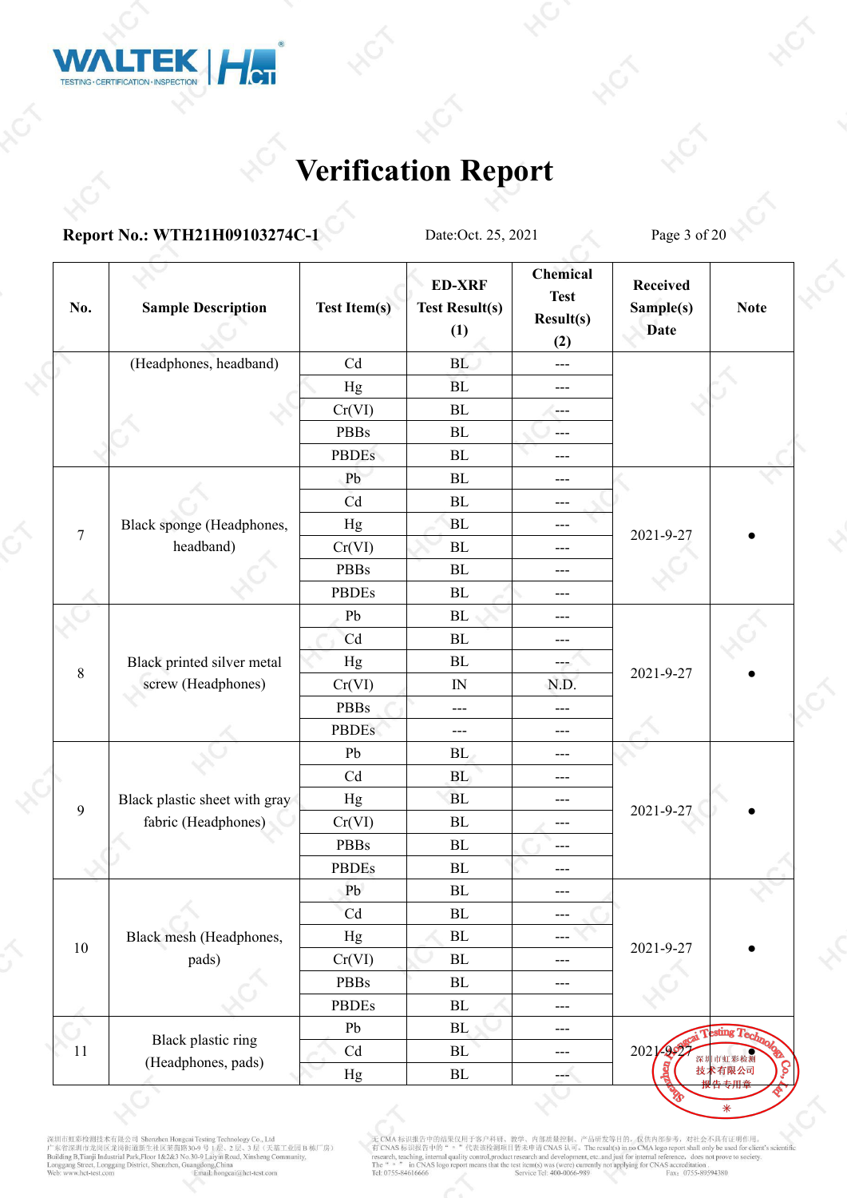# Verification Report

**Report No.: WTH21H09103274C-1** Date:Oct. 25, 2021

| No. | Sample Description | Test Item(s) | ED-XRF Test Result(s) (1) | Chemical Test Result(s) (2) | Received Sample(s) Date | Note |
|---|---|---|---|---|---|---|
| | (Headphones, headband) | Cd | BL | --- | | |
| | | Hg | BL | --- | | |
| | | Cr(VI) | BL | --- | | |
| | | PBBs | BL | --- | | |
| | | PBDEs | BL | --- | | |
| 7 | Black sponge (Headphones, headband) | Pb | BL | --- | 2021-9-27 | ● |
| | | Cd | BL | --- | | |
| | | Hg | BL | --- | | |
| | | Cr(VI) | BL | --- | | |
| | | PBBs | BL | --- | | |
| | | PBDEs | BL | --- | | |
| 8 | Black printed silver metal screw (Headphones) | Pb | BL | --- | 2021-9-27 | ● |
| | | Cd | BL | --- | | |
| | | Hg | BL | --- | | |
| | | Cr(VI) | IN | N.D. | | |
| | | PBBs | --- | --- | | |
| | | PBDEs | --- | --- | | |
| 9 | Black plastic sheet with gray fabric (Headphones) | Pb | BL | --- | 2021-9-27 | ● |
| | | Cd | BL | --- | | |
| | | Hg | BL | --- | | |
| | | Cr(VI) | BL | --- | | |
| | | PBBs | BL | --- | | |
| | | PBDEs | BL | --- | | |
| 10 | Black mesh (Headphones, pads) | Pb | BL | --- | 2021-9-27 | ● |
| | | Cd | BL | --- | | |
| | | Hg | BL | --- | | |
| | | Cr(VI) | BL | --- | | |
| | | PBBs | BL | --- | | |
| | | PBDEs | BL | --- | | |
| 11 | Black plastic ring (Headphones, pads) | Pb | BL | --- | 2021-9-27 | ● |
| | | Cd | BL | --- | | |
| | | Hg | BL | --- | | |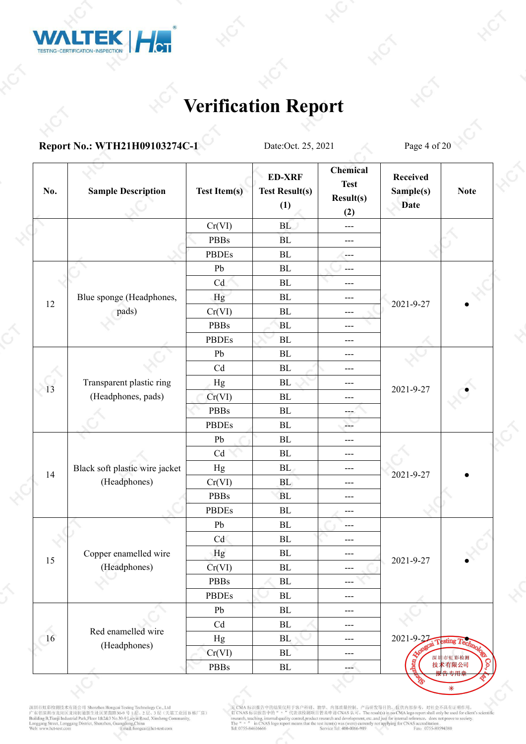# Verification Report

**Report No.: WTH21H09103274C-1** Date:Oct. 25, 2021

| No. | Sample Description | Test Item(s) | ED-XRF Test Result(s) (1) | Chemical Test Result(s) (2) | Received Sample(s) Date | Note |
|---|---|---|---|---|---|---|
| | | Cr(VI) | BL | --- | | |
| | | PBBs | BL | --- | | |
| | | PBDEs | BL | --- | | |
| 12 | Blue sponge (Headphones, pads) | Pb | BL | --- | 2021-9-27 | ● |
| | | Cd | BL | --- | | |
| | | Hg | BL | --- | | |
| | | Cr(VI) | BL | --- | | |
| | | PBBs | BL | --- | | |
| | | PBDEs | BL | --- | | |
| 13 | Transparent plastic ring (Headphones, pads) | Pb | BL | --- | 2021-9-27 | ● |
| | | Cd | BL | --- | | |
| | | Hg | BL | --- | | |
| | | Cr(VI) | BL | --- | | |
| | | PBBs | BL | --- | | |
| | | PBDEs | BL | --- | | |
| 14 | Black soft plastic wire jacket (Headphones) | Pb | BL | --- | 2021-9-27 | ● |
| | | Cd | BL | --- | | |
| | | Hg | BL | --- | | |
| | | Cr(VI) | BL | --- | | |
| | | PBBs | BL | --- | | |
| | | PBDEs | BL | --- | | |
| 15 | Copper enamelled wire (Headphones) | Pb | BL | --- | 2021-9-27 | ● |
| | | Cd | BL | --- | | |
| | | Hg | BL | --- | | |
| | | Cr(VI) | BL | --- | | |
| | | PBBs | BL | --- | | |
| | | PBDEs | BL | --- | | |
| 16 | Red enamelled wire (Headphones) | Pb | BL | --- | 2021-9-27 | ● |
| | | Cd | BL | --- | | |
| | | Hg | BL | --- | | |
| | | Cr(VI) | BL | --- | | |
| | | PBBs | BL | --- | | |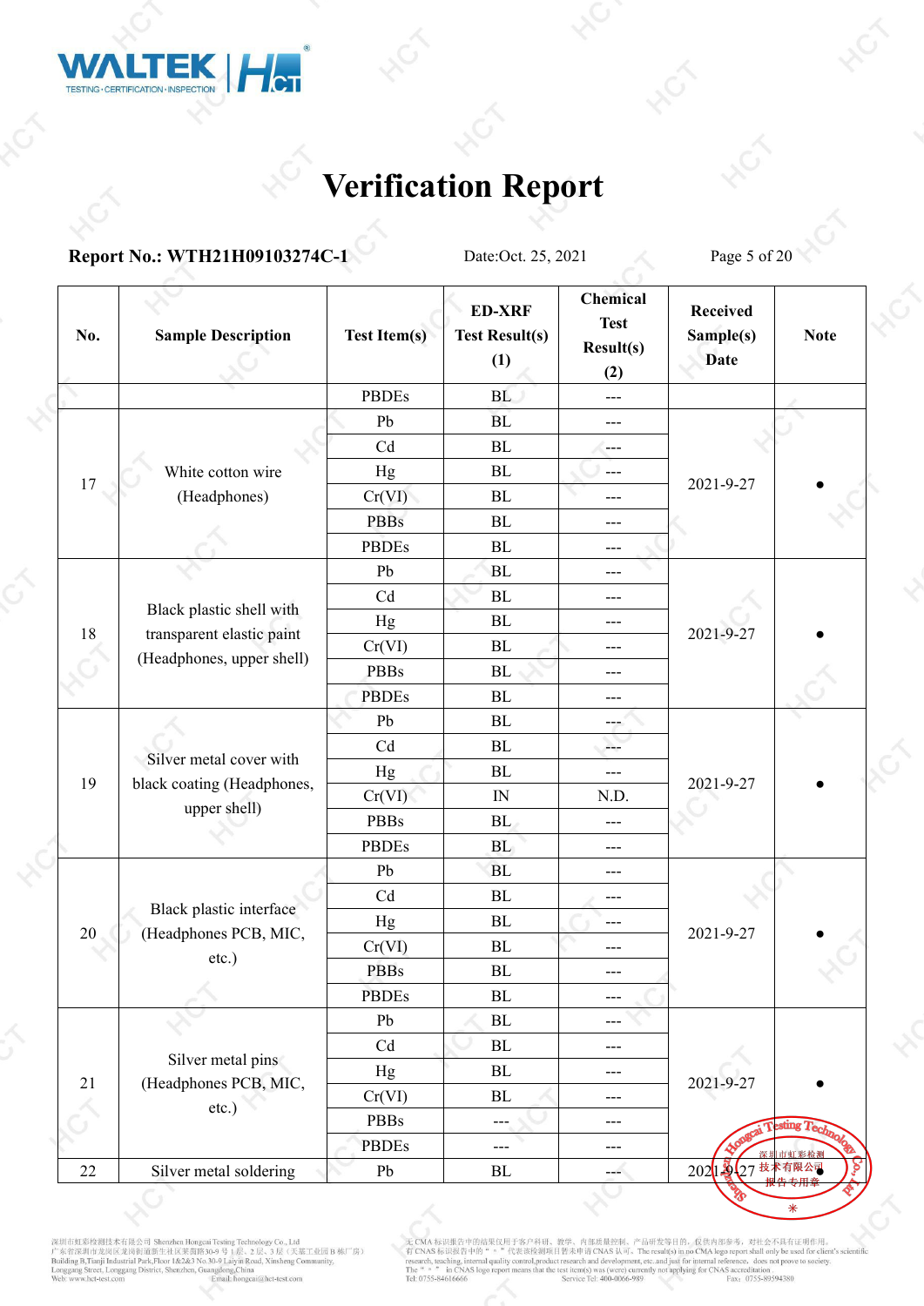# Verification Report

**Report No.: WTH21H09103274C-1** Date:Oct. 25, 2021

| No. | Sample Description | Test Item(s) | ED-XRF Test Result(s) (1) | Chemical Test Result(s) (2) | Received Sample(s) Date | Note |
|---|---|---|---|---|---|---|
| | | PBDEs | BL | --- | | |
| 17 | White cotton wire (Headphones) | Pb | BL | --- | 2021-9-27 | ● |
| | | Cd | BL | --- | | |
| | | Hg | BL | --- | | |
| | | Cr(VI) | BL | --- | | |
| | | PBBs | BL | --- | | |
| | | PBDEs | BL | --- | | |
| 18 | Black plastic shell with transparent elastic paint (Headphones, upper shell) | Pb | BL | --- | 2021-9-27 | ● |
| | | Cd | BL | --- | | |
| | | Hg | BL | --- | | |
| | | Cr(VI) | BL | --- | | |
| | | PBBs | BL | --- | | |
| | | PBDEs | BL | --- | | |
| 19 | Silver metal cover with black coating (Headphones, upper shell) | Pb | BL | --- | 2021-9-27 | ● |
| | | Cd | BL | --- | | |
| | | Hg | BL | --- | | |
| | | Cr(VI) | IN | N.D. | | |
| | | PBBs | BL | --- | | |
| | | PBDEs | BL | --- | | |
| 20 | Black plastic interface (Headphones PCB, MIC, etc.) | Pb | BL | --- | 2021-9-27 | ● |
| | | Cd | BL | --- | | |
| | | Hg | BL | --- | | |
| | | Cr(VI) | BL | --- | | |
| | | PBBs | BL | --- | | |
| | | PBDEs | BL | --- | | |
| 21 | Silver metal pins (Headphones PCB, MIC, etc.) | Pb | BL | --- | 2021-9-27 | ● |
| | | Cd | BL | --- | | |
| | | Hg | BL | --- | | |
| | | Cr(VI) | BL | --- | | |
| | | PBBs | --- | --- | | |
| | | PBDEs | --- | --- | | |
| 22 | Silver metal soldering | Pb | BL | --- | 2021-9-27 | ● |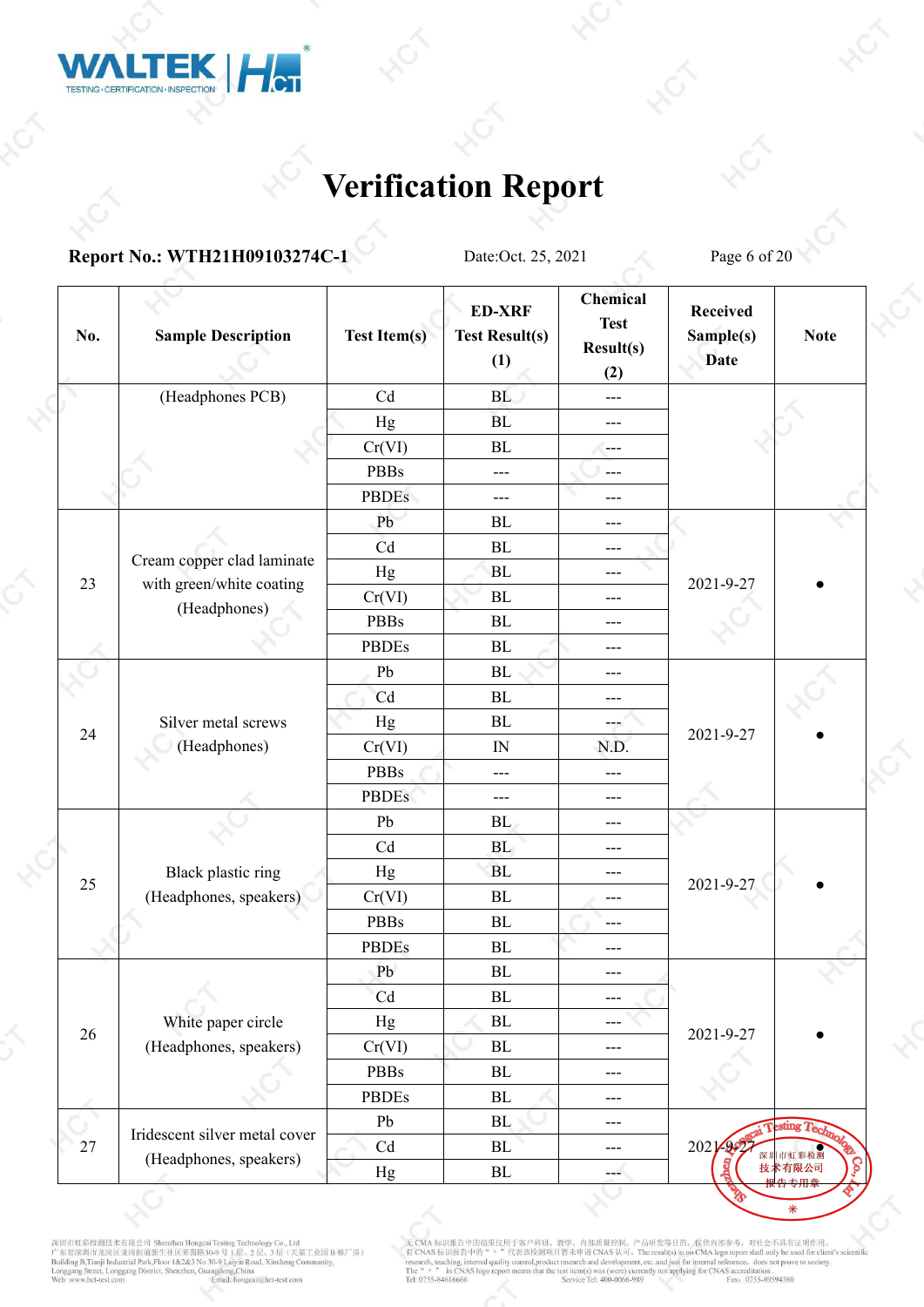# Verification Report

**Report No.: WTH21H09103274C-1** Date:Oct. 25, 2021

| No. | Sample Description | Test Item(s) | ED-XRF Test Result(s) (1) | Chemical Test Result(s) (2) | Received Sample(s) Date | Note |
|---|---|---|---|---|---|---|
| | (Headphones PCB) | Cd | BL | --- | | |
| | | Hg | BL | --- | | |
| | | Cr(VI) | BL | --- | | |
| | | PBBs | --- | --- | | |
| | | PBDEs | --- | --- | | |
| 23 | Cream copper clad laminate with green/white coating (Headphones) | Pb | BL | --- | 2021-9-27 | ● |
| | | Cd | BL | --- | | |
| | | Hg | BL | --- | | |
| | | Cr(VI) | BL | --- | | |
| | | PBBs | BL | --- | | |
| | | PBDEs | BL | --- | | |
| 24 | Silver metal screws (Headphones) | Pb | BL | --- | 2021-9-27 | ● |
| | | Cd | BL | --- | | |
| | | Hg | BL | --- | | |
| | | Cr(VI) | IN | N.D. | | |
| | | PBBs | --- | --- | | |
| | | PBDEs | --- | --- | | |
| 25 | Black plastic ring (Headphones, speakers) | Pb | BL | --- | 2021-9-27 | ● |
| | | Cd | BL | --- | | |
| | | Hg | BL | --- | | |
| | | Cr(VI) | BL | --- | | |
| | | PBBs | BL | --- | | |
| | | PBDEs | BL | --- | | |
| 26 | White paper circle (Headphones, speakers) | Pb | BL | --- | 2021-9-27 | ● |
| | | Cd | BL | --- | | |
| | | Hg | BL | --- | | |
| | | Cr(VI) | BL | --- | | |
| | | PBBs | BL | --- | | |
| | | PBDEs | BL | --- | | |
| 27 | Iridescent silver metal cover (Headphones, speakers) | Pb | BL | --- | 2021-9-27 | ● |
| | | Cd | BL | --- | | |
| | | Hg | BL | --- | | |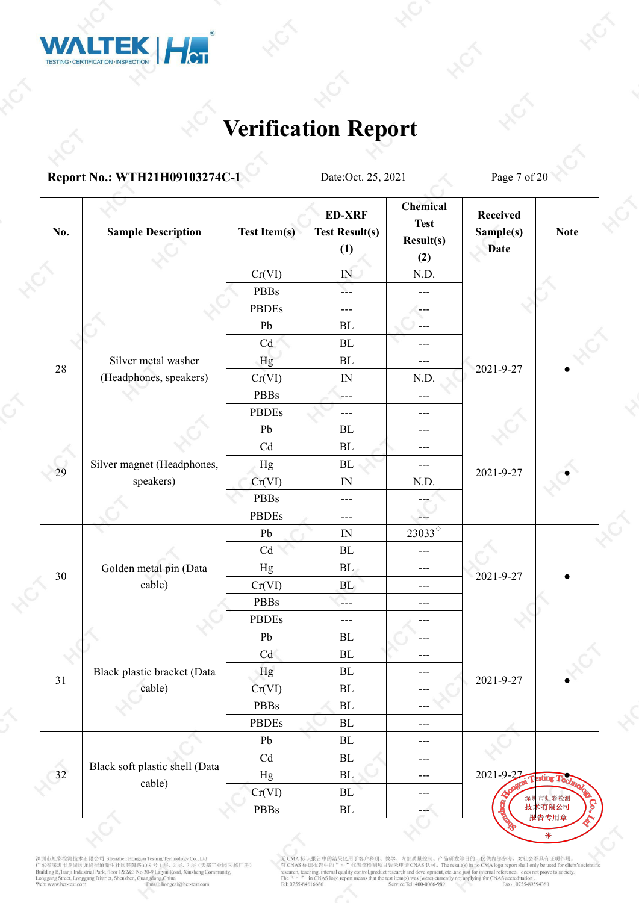# Verification Report

**Report No.: WTH21H09103274C-1** Date:Oct. 25, 2021

| No. | Sample Description | Test Item(s) | ED-XRF Test Result(s) (1) | Chemical Test Result(s) (2) | Received Sample(s) Date | Note |
|---|---|---|---|---|---|---|
| | | Cr(VI) | IN | N.D. | | |
| | | PBBs | --- | --- | | |
| | | PBDEs | --- | --- | | |
| 28 | Silver metal washer (Headphones, speakers) | Pb | BL | --- | 2021-9-27 | ● |
| | | Cd | BL | --- | | |
| | | Hg | BL | --- | | |
| | | Cr(VI) | IN | N.D. | | |
| | | PBBs | --- | --- | | |
| | | PBDEs | --- | --- | | |
| 29 | Silver magnet (Headphones, speakers) | Pb | BL | --- | 2021-9-27 | ● |
| | | Cd | BL | --- | | |
| | | Hg | BL | --- | | |
| | | Cr(VI) | IN | N.D. | | |
| | | PBBs | --- | --- | | |
| | | PBDEs | --- | --- | | |
| 30 | Golden metal pin (Data cable) | Pb | IN | 23033◇ | 2021-9-27 | ● |
| | | Cd | BL | --- | | |
| | | Hg | BL | --- | | |
| | | Cr(VI) | BL | --- | | |
| | | PBBs | --- | --- | | |
| | | PBDEs | --- | --- | | |
| 31 | Black plastic bracket (Data cable) | Pb | BL | --- | 2021-9-27 | ● |
| | | Cd | BL | --- | | |
| | | Hg | BL | --- | | |
| | | Cr(VI) | BL | --- | | |
| | | PBBs | BL | --- | | |
| | | PBDEs | BL | --- | | |
| 32 | Black soft plastic shell (Data cable) | Pb | BL | --- | 2021-9-27 | ● |
| | | Cd | BL | --- | | |
| | | Hg | BL | --- | | |
| | | Cr(VI) | BL | --- | | |
| | | PBBs | BL | --- | | |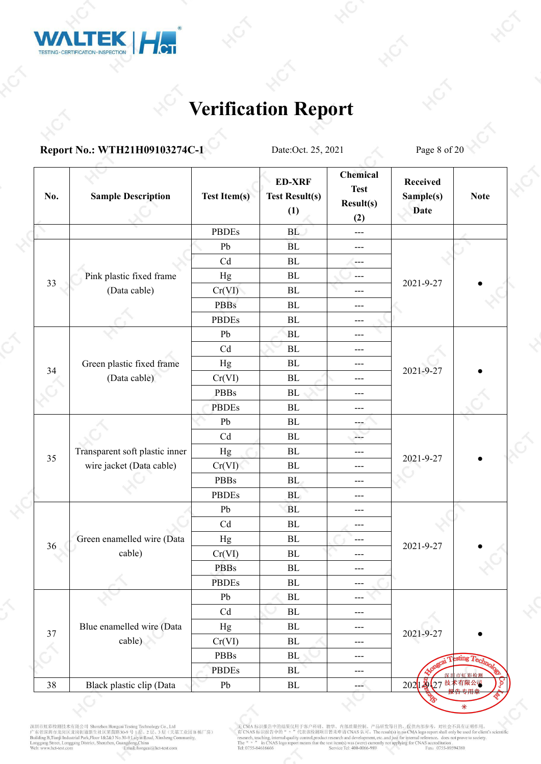# Verification Report

**Report No.: WTH21H09103274C-1** Date:Oct. 25, 2021

| No. | Sample Description | Test Item(s) | ED-XRF Test Result(s) (1) | Chemical Test Result(s) (2) | Received Sample(s) Date | Note |
|---|---|---|---|---|---|---|
| | | PBDEs | BL | --- | | |
| 33 | Pink plastic fixed frame (Data cable) | Pb | BL | --- | 2021-9-27 | ● |
| | | Cd | BL | --- | | |
| | | Hg | BL | --- | | |
| | | Cr(VI) | BL | --- | | |
| | | PBBs | BL | --- | | |
| | | PBDEs | BL | --- | | |
| 34 | Green plastic fixed frame (Data cable) | Pb | BL | --- | 2021-9-27 | ● |
| | | Cd | BL | --- | | |
| | | Hg | BL | --- | | |
| | | Cr(VI) | BL | --- | | |
| | | PBBs | BL | --- | | |
| | | PBDEs | BL | --- | | |
| 35 | Transparent soft plastic inner wire jacket (Data cable) | Pb | BL | --- | 2021-9-27 | ● |
| | | Cd | BL | --- | | |
| | | Hg | BL | --- | | |
| | | Cr(VI) | BL | --- | | |
| | | PBBs | BL | --- | | |
| | | PBDEs | BL | --- | | |
| 36 | Green enamelled wire (Data cable) | Pb | BL | --- | 2021-9-27 | ● |
| | | Cd | BL | --- | | |
| | | Hg | BL | --- | | |
| | | Cr(VI) | BL | --- | | |
| | | PBBs | BL | --- | | |
| | | PBDEs | BL | --- | | |
| 37 | Blue enamelled wire (Data cable) | Pb | BL | --- | 2021-9-27 | ● |
| | | Cd | BL | --- | | |
| | | Hg | BL | --- | | |
| | | Cr(VI) | BL | --- | | |
| | | PBBs | BL | --- | | |
| | | PBDEs | BL | --- | | |
| 38 | Black plastic clip (Data | Pb | BL | --- | 2021-9-27 | ● |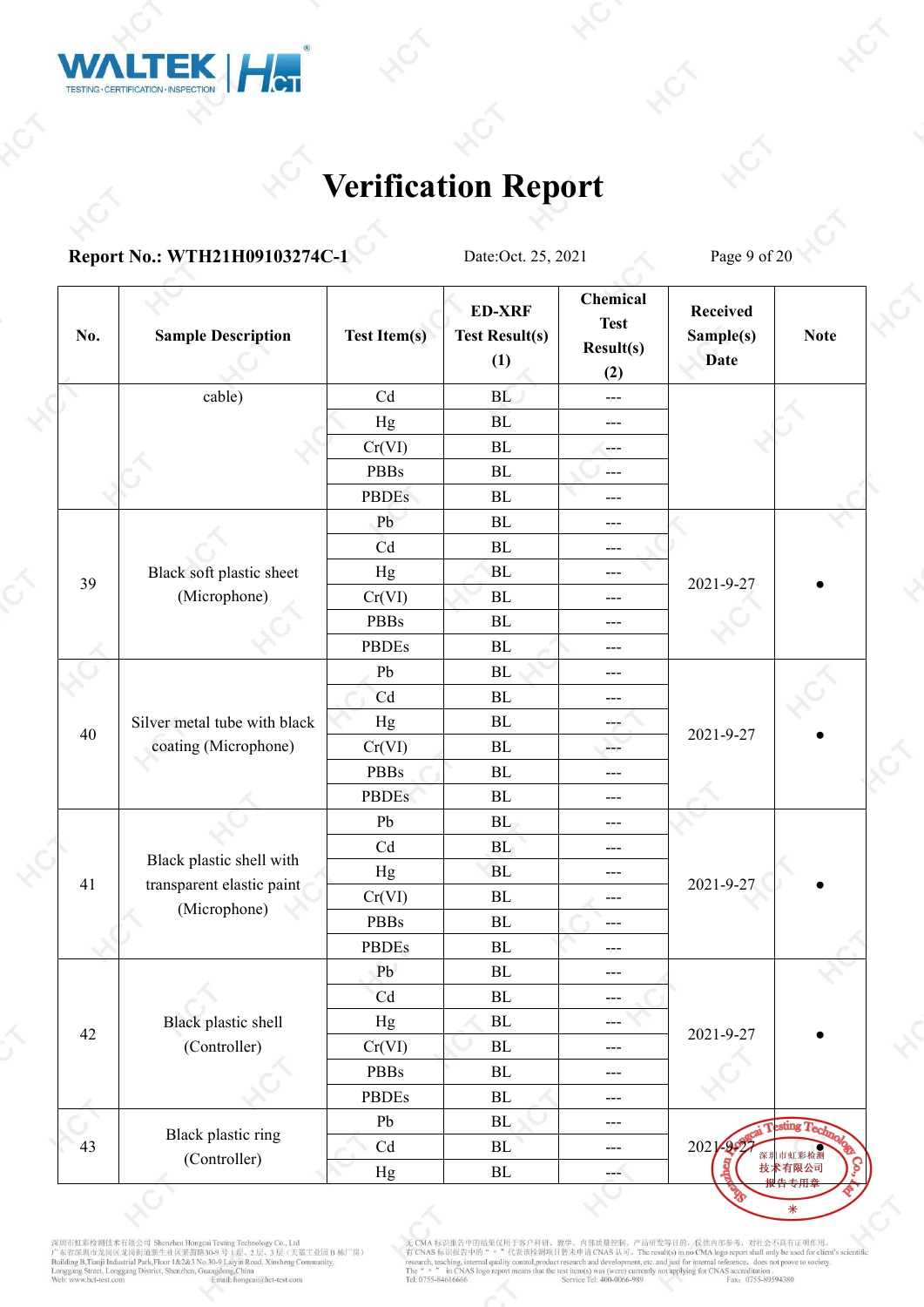# Verification Report

**Report No.: WTH21H09103274C-1** Date:Oct. 25, 2021

| No. | Sample Description | Test Item(s) | ED-XRF Test Result(s) (1) | Chemical Test Result(s) (2) | Received Sample(s) Date | Note |
|---|---|---|---|---|---|---|
| | cable) | Cd | BL | --- | | |
| | | Hg | BL | --- | | |
| | | Cr(VI) | BL | --- | | |
| | | PBBs | BL | --- | | |
| | | PBDEs | BL | --- | | |
| 39 | Black soft plastic sheet (Microphone) | Pb | BL | --- | 2021-9-27 | ● |
| | | Cd | BL | --- | | |
| | | Hg | BL | --- | | |
| | | Cr(VI) | BL | --- | | |
| | | PBBs | BL | --- | | |
| | | PBDEs | BL | --- | | |
| 40 | Silver metal tube with black coating (Microphone) | Pb | BL | --- | 2021-9-27 | ● |
| | | Cd | BL | --- | | |
| | | Hg | BL | --- | | |
| | | Cr(VI) | BL | --- | | |
| | | PBBs | BL | --- | | |
| | | PBDEs | BL | --- | | |
| 41 | Black plastic shell with transparent elastic paint (Microphone) | Pb | BL | --- | 2021-9-27 | ● |
| | | Cd | BL | --- | | |
| | | Hg | BL | --- | | |
| | | Cr(VI) | BL | --- | | |
| | | PBBs | BL | --- | | |
| | | PBDEs | BL | --- | | |
| 42 | Black plastic shell (Controller) | Pb | BL | --- | 2021-9-27 | ● |
| | | Cd | BL | --- | | |
| | | Hg | BL | --- | | |
| | | Cr(VI) | BL | --- | | |
| | | PBBs | BL | --- | | |
| | | PBDEs | BL | --- | | |
| 43 | Black plastic ring (Controller) | Pb | BL | --- | 2021-9-27 | ● |
| | | Cd | BL | --- | | |
| | | Hg | BL | --- | | |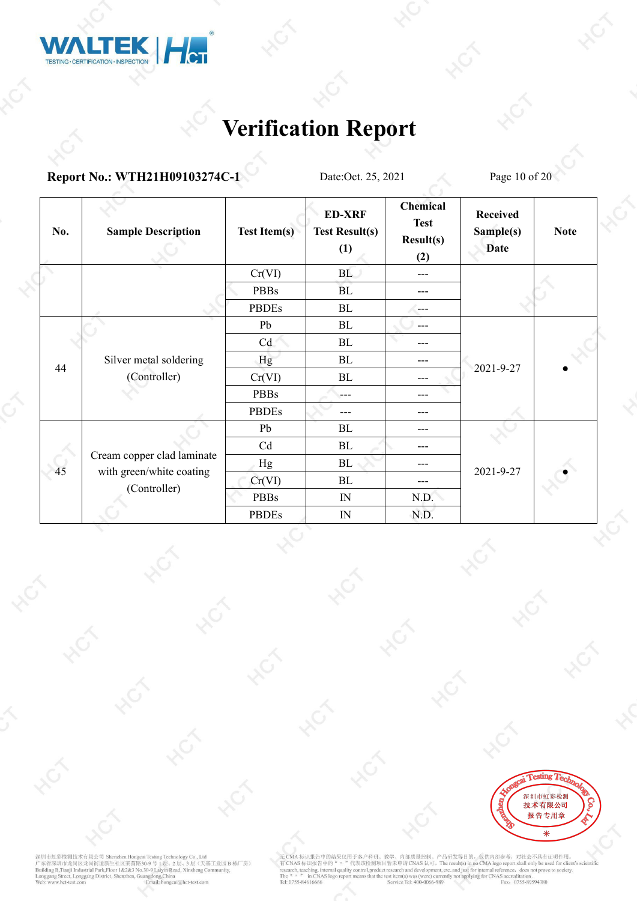# Verification Report

**Report No.: WTH21H09103274C-1** Date:Oct. 25, 2021

| No. | Sample Description | Test Item(s) | ED-XRF Test Result(s) (1) | Chemical Test Result(s) (2) | Received Sample(s) Date | Note |
|---|---|---|---|---|---|---|
| | | Cr(VI) | BL | --- | | |
| | | PBBs | BL | --- | | |
| | | PBDEs | BL | --- | | |
| 44 | Silver metal soldering (Controller) | Pb | BL | --- | 2021-9-27 | ● |
| | | Cd | BL | --- | | |
| | | Hg | BL | --- | | |
| | | Cr(VI) | BL | --- | | |
| | | PBBs | --- | --- | | |
| | | PBDEs | --- | --- | | |
| 45 | Cream copper clad laminate with green/white coating (Controller) | Pb | BL | --- | 2021-9-27 | ● |
| | | Cd | BL | --- | | |
| | | Hg | BL | --- | | |
| | | Cr(VI) | BL | --- | | |
| | | PBBs | IN | N.D. | | |
| | | PBDEs | IN | N.D. | | |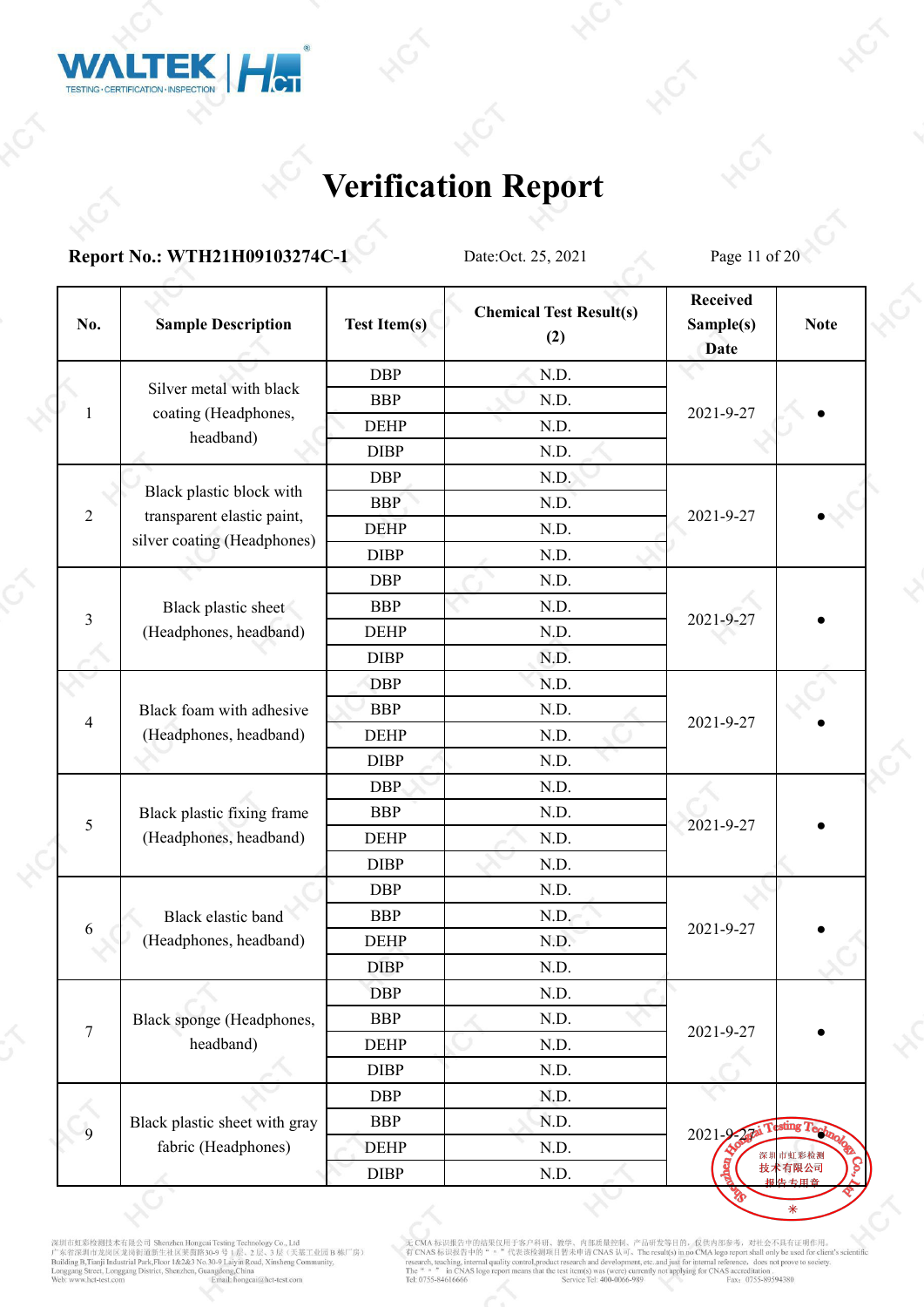# Verification Report

**Report No.: WTH21H09103274C-1** Date:Oct. 25, 2021

| No. | Sample Description | Test Item(s) | Chemical Test Result(s) (2) | Received Sample(s) Date | Note |
|---|---|---|---|---|---|
| 1 | Silver metal with black coating (Headphones, headband) | DBP | N.D. | 2021-9-27 | • |
| | | BBP | N.D. | | |
| | | DEHP | N.D. | | |
| | | DIBP | N.D. | | |
| 2 | Black plastic block with transparent elastic paint, silver coating (Headphones) | DBP | N.D. | 2021-9-27 | • |
| | | BBP | N.D. | | |
| | | DEHP | N.D. | | |
| | | DIBP | N.D. | | |
| 3 | Black plastic sheet (Headphones, headband) | DBP | N.D. | 2021-9-27 | • |
| | | BBP | N.D. | | |
| | | DEHP | N.D. | | |
| | | DIBP | N.D. | | |
| 4 | Black foam with adhesive (Headphones, headband) | DBP | N.D. | 2021-9-27 | • |
| | | BBP | N.D. | | |
| | | DEHP | N.D. | | |
| | | DIBP | N.D. | | |
| 5 | Black plastic fixing frame (Headphones, headband) | DBP | N.D. | 2021-9-27 | • |
| | | BBP | N.D. | | |
| | | DEHP | N.D. | | |
| | | DIBP | N.D. | | |
| 6 | Black elastic band (Headphones, headband) | DBP | N.D. | 2021-9-27 | • |
| | | BBP | N.D. | | |
| | | DEHP | N.D. | | |
| | | DIBP | N.D. | | |
| 7 | Black sponge (Headphones, headband) | DBP | N.D. | 2021-9-27 | • |
| | | BBP | N.D. | | |
| | | DEHP | N.D. | | |
| | | DIBP | N.D. | | |
| 9 | Black plastic sheet with gray fabric (Headphones) | DBP | N.D. | 2021-9-27 | |
| | | BBP | N.D. | | |
| | | DEHP | N.D. | | |
| | | DIBP | N.D. | | |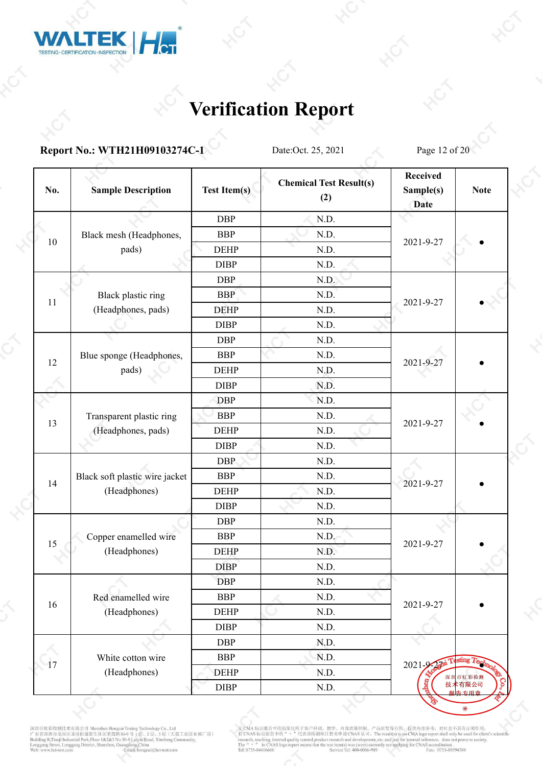# Verification Report

**Report No.: WTH21H09103274C-1** Date:Oct. 25, 2021

| No. | Sample Description | Test Item(s) | Chemical Test Result(s) (2) | Received Sample(s) Date | Note |
|---|---|---|---|---|---|
| 10 | Black mesh (Headphones, pads) | DBP | N.D. | 2021-9-27 | • |
| | | BBP | N.D. | | |
| | | DEHP | N.D. | | |
| | | DIBP | N.D. | | |
| 11 | Black plastic ring (Headphones, pads) | DBP | N.D. | 2021-9-27 | • |
| | | BBP | N.D. | | |
| | | DEHP | N.D. | | |
| | | DIBP | N.D. | | |
| 12 | Blue sponge (Headphones, pads) | DBP | N.D. | 2021-9-27 | • |
| | | BBP | N.D. | | |
| | | DEHP | N.D. | | |
| | | DIBP | N.D. | | |
| 13 | Transparent plastic ring (Headphones, pads) | DBP | N.D. | 2021-9-27 | • |
| | | BBP | N.D. | | |
| | | DEHP | N.D. | | |
| | | DIBP | N.D. | | |
| 14 | Black soft plastic wire jacket (Headphones) | DBP | N.D. | 2021-9-27 | • |
| | | BBP | N.D. | | |
| | | DEHP | N.D. | | |
| | | DIBP | N.D. | | |
| 15 | Copper enamelled wire (Headphones) | DBP | N.D. | 2021-9-27 | • |
| | | BBP | N.D. | | |
| | | DEHP | N.D. | | |
| | | DIBP | N.D. | | |
| 16 | Red enamelled wire (Headphones) | DBP | N.D. | 2021-9-27 | • |
| | | BBP | N.D. | | |
| | | DEHP | N.D. | | |
| | | DIBP | N.D. | | |
| 17 | White cotton wire (Headphones) | DBP | N.D. | 2021-9-27 | • |
| | | BBP | N.D. | | |
| | | DEHP | N.D. | | |
| | | DIBP | N.D. | | |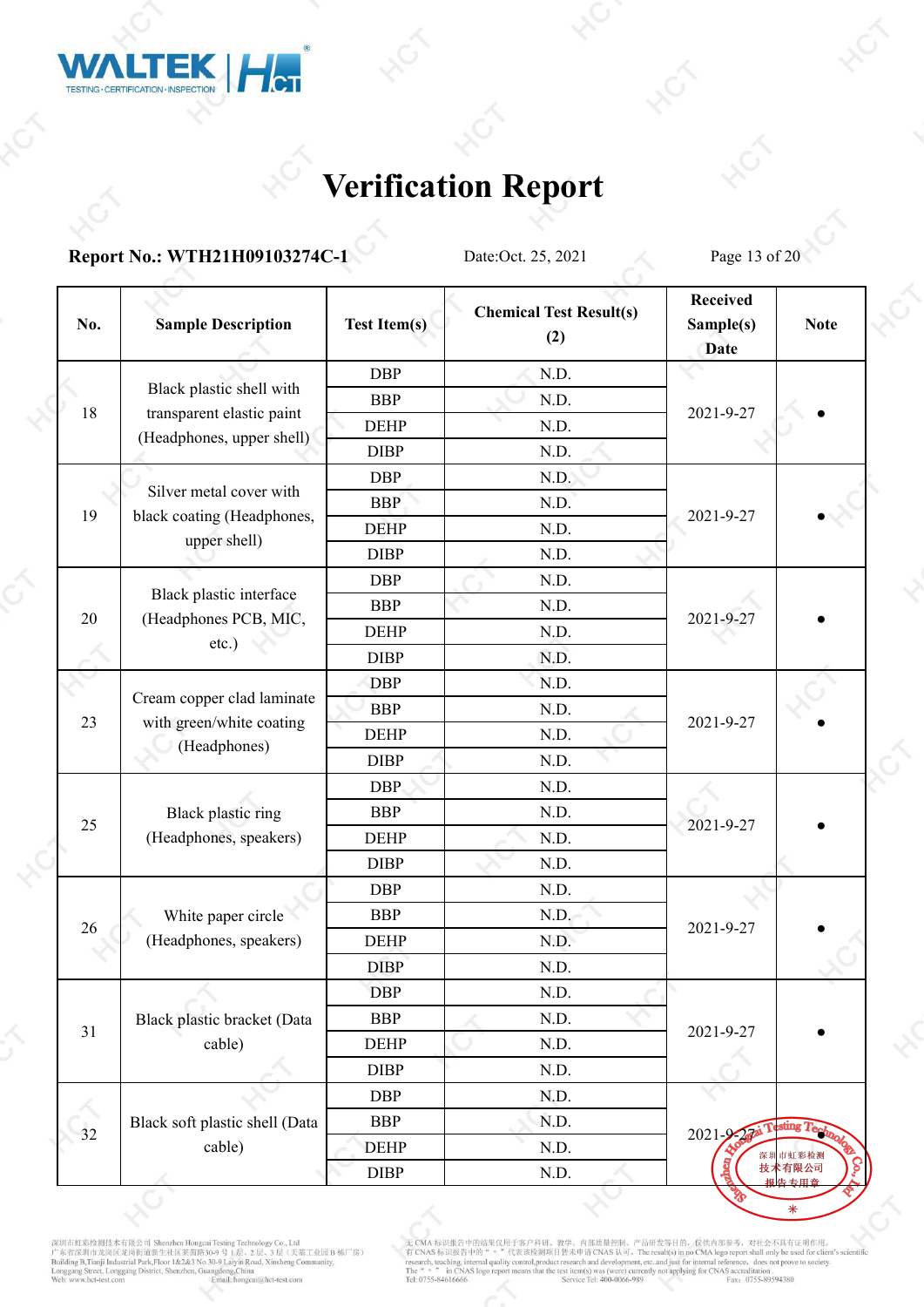# Verification Report

**Report No.: WTH21H09103274C-1** Date:Oct. 25, 2021

| No. | Sample Description | Test Item(s) | Chemical Test Result(s) (2) | Received Sample(s) Date | Note |
|---|---|---|---|---|---|
| 18 | Black plastic shell with transparent elastic paint (Headphones, upper shell) | DBP | N.D. | 2021-9-27 | • |
| | | BBP | N.D. | | |
| | | DEHP | N.D. | | |
| | | DIBP | N.D. | | |
| 19 | Silver metal cover with black coating (Headphones, upper shell) | DBP | N.D. | 2021-9-27 | • |
| | | BBP | N.D. | | |
| | | DEHP | N.D. | | |
| | | DIBP | N.D. | | |
| 20 | Black plastic interface (Headphones PCB, MIC, etc.) | DBP | N.D. | 2021-9-27 | • |
| | | BBP | N.D. | | |
| | | DEHP | N.D. | | |
| | | DIBP | N.D. | | |
| 23 | Cream copper clad laminate with green/white coating (Headphones) | DBP | N.D. | 2021-9-27 | • |
| | | BBP | N.D. | | |
| | | DEHP | N.D. | | |
| | | DIBP | N.D. | | |
| 25 | Black plastic ring (Headphones, speakers) | DBP | N.D. | 2021-9-27 | • |
| | | BBP | N.D. | | |
| | | DEHP | N.D. | | |
| | | DIBP | N.D. | | |
| 26 | White paper circle (Headphones, speakers) | DBP | N.D. | 2021-9-27 | • |
| | | BBP | N.D. | | |
| | | DEHP | N.D. | | |
| | | DIBP | N.D. | | |
| 31 | Black plastic bracket (Data cable) | DBP | N.D. | 2021-9-27 | • |
| | | BBP | N.D. | | |
| | | DEHP | N.D. | | |
| | | DIBP | N.D. | | |
| 32 | Black soft plastic shell (Data cable) | DBP | N.D. | 2021-9-27 | • |
| | | BBP | N.D. | | |
| | | DEHP | N.D. | | |
| | | DIBP | N.D. | | |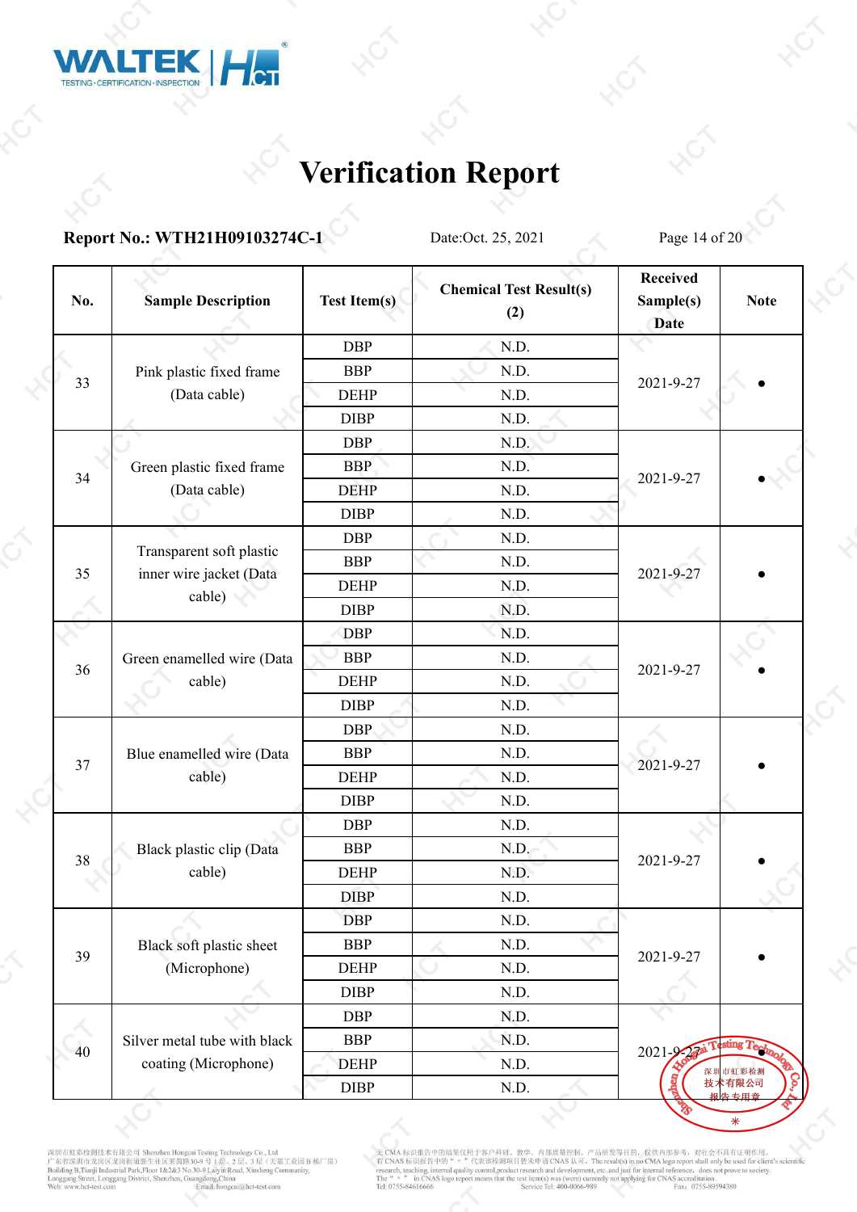# Verification Report

**Report No.: WTH21H09103274C-1** Date:Oct. 25, 2021

| No. | Sample Description | Test Item(s) | Chemical Test Result(s) (2) | Received Sample(s) Date | Note |
|---|---|---|---|---|---|
| 33 | Pink plastic fixed frame (Data cable) | DBP | N.D. | 2021-9-27 | • |
| | | BBP | N.D. | | |
| | | DEHP | N.D. | | |
| | | DIBP | N.D. | | |
| 34 | Green plastic fixed frame (Data cable) | DBP | N.D. | 2021-9-27 | • |
| | | BBP | N.D. | | |
| | | DEHP | N.D. | | |
| | | DIBP | N.D. | | |
| 35 | Transparent soft plastic inner wire jacket (Data cable) | DBP | N.D. | 2021-9-27 | • |
| | | BBP | N.D. | | |
| | | DEHP | N.D. | | |
| | | DIBP | N.D. | | |
| 36 | Green enamelled wire (Data cable) | DBP | N.D. | 2021-9-27 | • |
| | | BBP | N.D. | | |
| | | DEHP | N.D. | | |
| | | DIBP | N.D. | | |
| 37 | Blue enamelled wire (Data cable) | DBP | N.D. | 2021-9-27 | • |
| | | BBP | N.D. | | |
| | | DEHP | N.D. | | |
| | | DIBP | N.D. | | |
| 38 | Black plastic clip (Data cable) | DBP | N.D. | 2021-9-27 | • |
| | | BBP | N.D. | | |
| | | DEHP | N.D. | | |
| | | DIBP | N.D. | | |
| 39 | Black soft plastic sheet (Microphone) | DBP | N.D. | 2021-9-27 | • |
| | | BBP | N.D. | | |
| | | DEHP | N.D. | | |
| | | DIBP | N.D. | | |
| 40 | Silver metal tube with black coating (Microphone) | DBP | N.D. | 2021-9-27 | • |
| | | BBP | N.D. | | |
| | | DEHP | N.D. | | |
| | | DIBP | N.D. | | |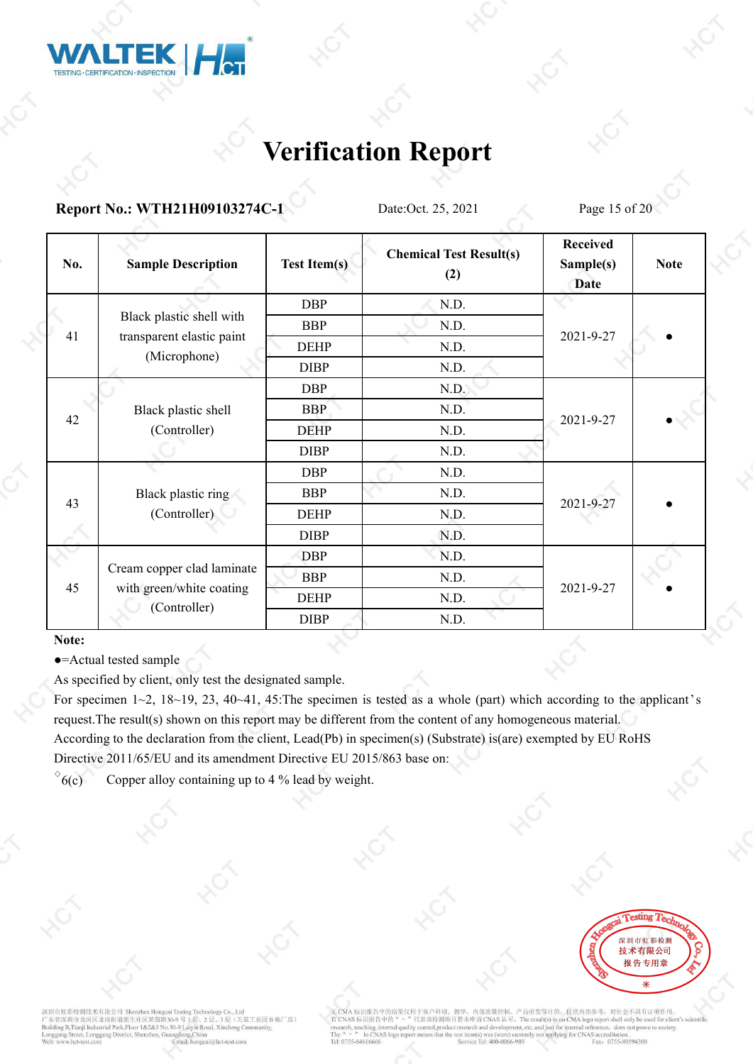# Verification Report

**Report No.: WTH21H09103274C-1** Date:Oct. 25, 2021

| No. | Sample Description | Test Item(s) | Chemical Test Result(s) (2) | Received Sample(s) Date | Note |
|---|---|---|---|---|---|
| 41 | Black plastic shell with transparent elastic paint (Microphone) | DBP | N.D. | 2021-9-27 | ● |
| | | BBP | N.D. | | |
| | | DEHP | N.D. | | |
| | | DIBP | N.D. | | |
| 42 | Black plastic shell (Controller) | DBP | N.D. | 2021-9-27 | ● |
| | | BBP | N.D. | | |
| | | DEHP | N.D. | | |
| | | DIBP | N.D. | | |
| 43 | Black plastic ring (Controller) | DBP | N.D. | 2021-9-27 | ● |
| | | BBP | N.D. | | |
| | | DEHP | N.D. | | |
| | | DIBP | N.D. | | |
| 45 | Cream copper clad laminate with green/white coating (Controller) | DBP | N.D. | 2021-9-27 | ● |
| | | BBP | N.D. | | |
| | | DEHP | N.D. | | |
| | | DIBP | N.D. | | |

**Note:**

●=Actual tested sample

As specified by client, only test the designated sample.

For specimen 1~2, 18~19, 23, 40~41, 45:The specimen is tested as a whole (part) which according to the applicant's request.The result(s) shown on this report may be different from the content of any homogeneous material.

According to the declaration from the client, Lead(Pb) in specimen(s) (Substrate) is(are) exempted by EU RoHS Directive 2011/65/EU and its amendment Directive EU 2015/863 base on:

◇6(c) Copper alloy containing up to 4 % lead by weight.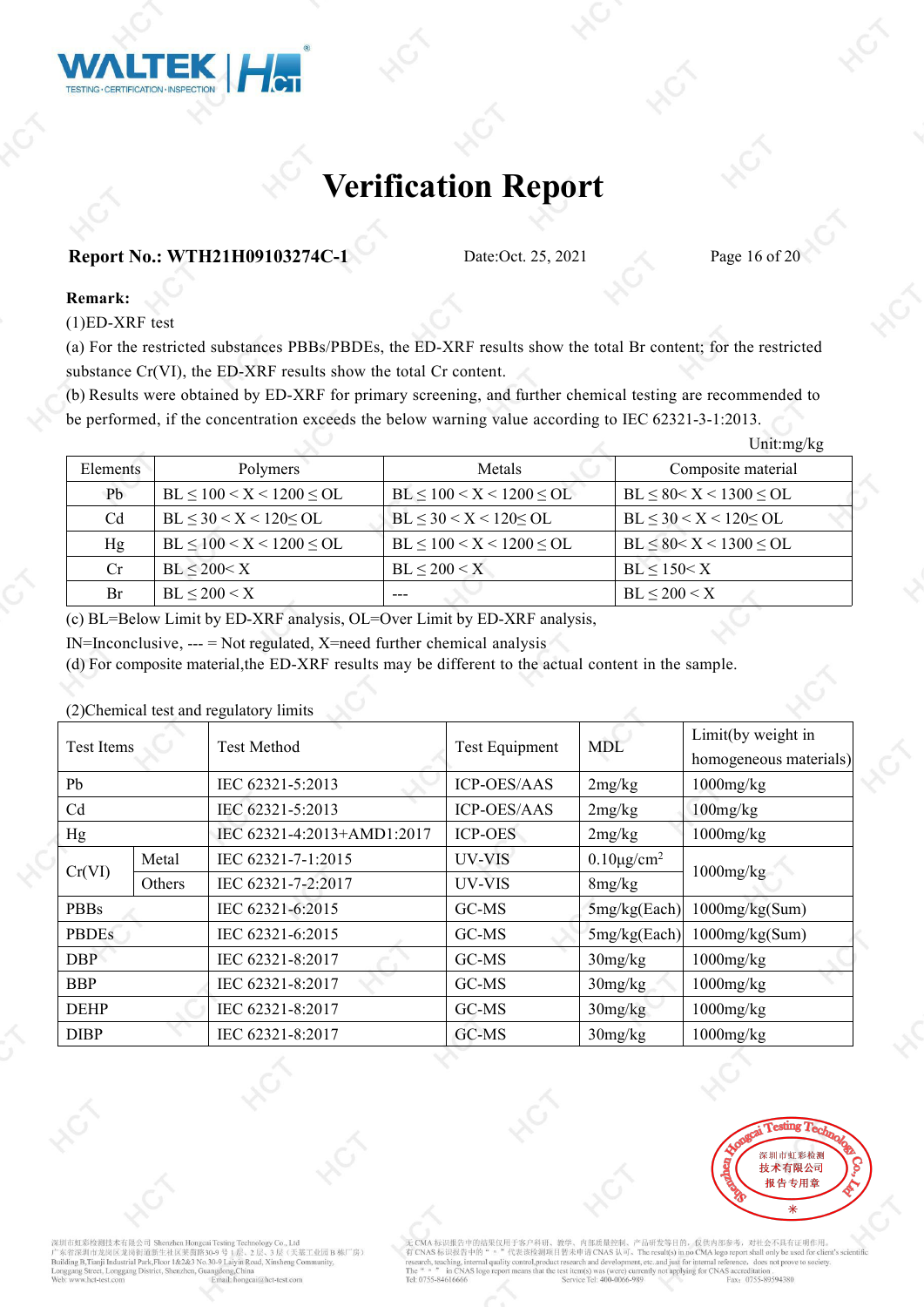# Verification Report

**Report No.: WTH21H09103274C-1** Date:Oct. 25, 2021

**Remark:**

(1)ED-XRF test

(a) For the restricted substances PBBs/PBDEs, the ED-XRF results show the total Br content; for the restricted substance Cr(VI), the ED-XRF results show the total Cr content.

(b) Results were obtained by ED-XRF for primary screening, and further chemical testing are recommended to be performed, if the concentration exceeds the below warning value according to IEC 62321-3-1:2013.

Unit:mg/kg

| Elements | Polymers | Metals | Composite material |
|---|---|---|---|
| Pb | BL ≤ 100 < X < 1200 ≤ OL | BL ≤ 100 < X < 1200 ≤ OL | BL ≤ 80< X < 1300 ≤ OL |
| Cd | BL ≤ 30 < X < 120≤ OL | BL ≤ 30 < X < 120≤ OL | BL ≤ 30 < X < 120≤ OL |
| Hg | BL ≤ 100 < X < 1200 ≤ OL | BL ≤ 100 < X < 1200 ≤ OL | BL ≤ 80< X < 1300 ≤ OL |
| Cr | BL ≤ 200< X | BL ≤ 200 < X | BL ≤ 150< X |
| Br | BL ≤ 200 < X | --- | BL ≤ 200 < X |

(c) BL=Below Limit by ED-XRF analysis, OL=Over Limit by ED-XRF analysis,
IN=Inconclusive, --- = Not regulated, X=need further chemical analysis

(d) For composite material,the ED-XRF results may be different to the actual content in the sample.

(2)Chemical test and regulatory limits

| Test Items | | Test Method | Test Equipment | MDL | Limit(by weight in homogeneous materials) |
|---|---|---|---|---|---|
| Pb | | IEC 62321-5:2013 | ICP-OES/AAS | 2mg/kg | 1000mg/kg |
| Cd | | IEC 62321-5:2013 | ICP-OES/AAS | 2mg/kg | 100mg/kg |
| Hg | | IEC 62321-4:2013+AMD1:2017 | ICP-OES | 2mg/kg | 1000mg/kg |
| Cr(VI) | Metal | IEC 62321-7-1:2015 | UV-VIS | 0.10μg/cm$^2$ | 1000mg/kg |
| | Others | IEC 62321-7-2:2017 | UV-VIS | 8mg/kg | |
| PBBs | | IEC 62321-6:2015 | GC-MS | 5mg/kg(Each) | 1000mg/kg(Sum) |
| PBDEs | | IEC 62321-6:2015 | GC-MS | 5mg/kg(Each) | 1000mg/kg(Sum) |
| DBP | | IEC 62321-8:2017 | GC-MS | 30mg/kg | 1000mg/kg |
| BBP | | IEC 62321-8:2017 | GC-MS | 30mg/kg | 1000mg/kg |
| DEHP | | IEC 62321-8:2017 | GC-MS | 30mg/kg | 1000mg/kg |
| DIBP | | IEC 62321-8:2017 | GC-MS | 30mg/kg | 1000mg/kg |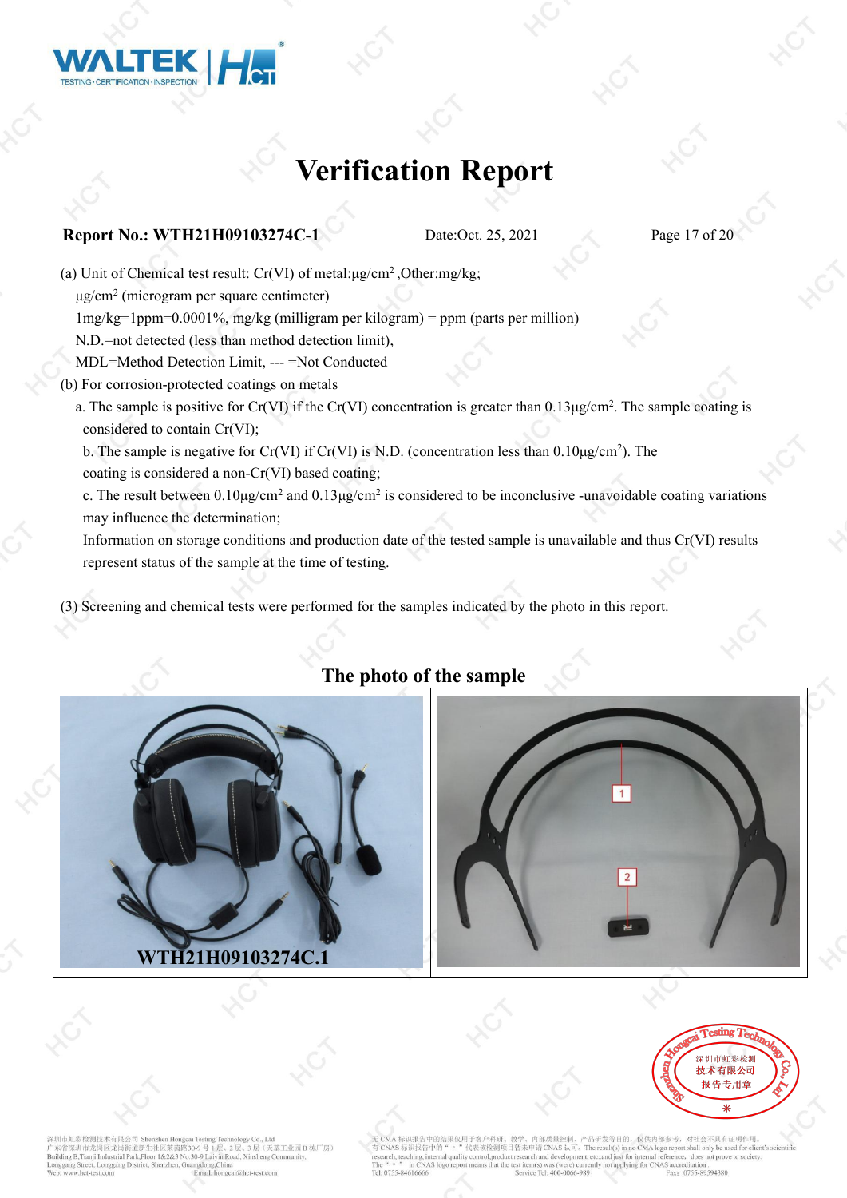# Verification Report

**Report No.: WTH21H09103274C-1** Date:Oct. 25, 2021

(a) Unit of Chemical test result: Cr(VI) of metal:μg/$cm^2$ ,Other:mg/kg;

μg/$cm^2$ (microgram per square centimeter)

1mg/kg=1ppm=0.0001%, mg/kg (milligram per kilogram) = ppm (parts per million)

N.D.=not detected (less than method detection limit),

MDL=Method Detection Limit, --- =Not Conducted

(b) For corrosion-protected coatings on metals

a. The sample is positive for Cr(VI) if the Cr(VI) concentration is greater than 0.13μg/$cm^2$. The sample coating is considered to contain Cr(VI);

b. The sample is negative for Cr(VI) if Cr(VI) is N.D. (concentration less than 0.10μg/$cm^2$). The coating is considered a non-Cr(VI) based coating;

c. The result between 0.10μg/$cm^2$ and 0.13μg/$cm^2$ is considered to be inconclusive -unavoidable coating variations may influence the determination;

Information on storage conditions and production date of the tested sample is unavailable and thus Cr(VI) results represent status of the sample at the time of testing.

(3) Screening and chemical tests were performed for the samples indicated by the photo in this report.

## The photo of the sample

WTH21H09103274C.1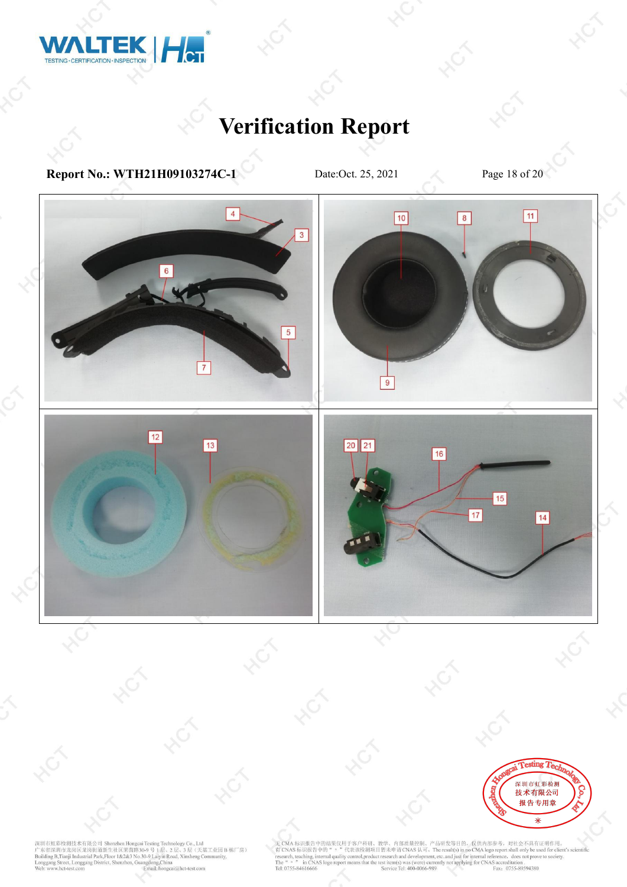# Verification Report

**Report No.: WTH21H09103274C-1** Date:Oct. 25, 2021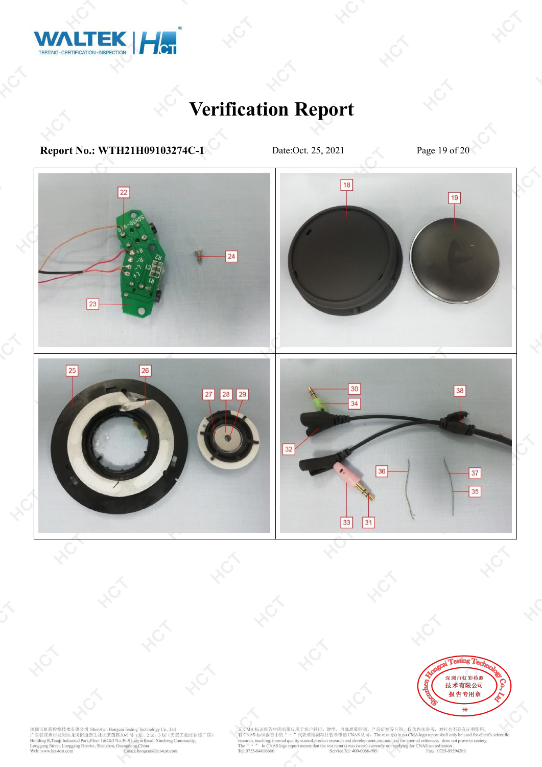# Verification Report

**Report No.: WTH21H09103274C-1** Date:Oct. 25, 2021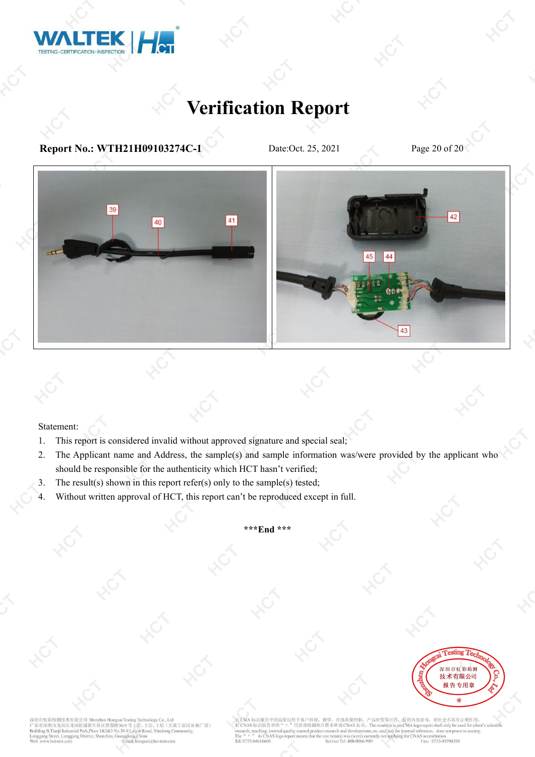# Verification Report

**Report No.: WTH21H09103274C-1** Date:Oct. 25, 2021

39 40 41

42 45 44 43

Statement:

1. This report is considered invalid without approved signature and special seal;
2. The Applicant name and Address, the sample(s) and sample information was/were provided by the applicant who should be responsible for the authenticity which HCT hasn't verified;
3. The result(s) shown in this report refer(s) only to the sample(s) tested;
4. Without written approval of HCT, this report can't be reproduced except in full.

***End ***